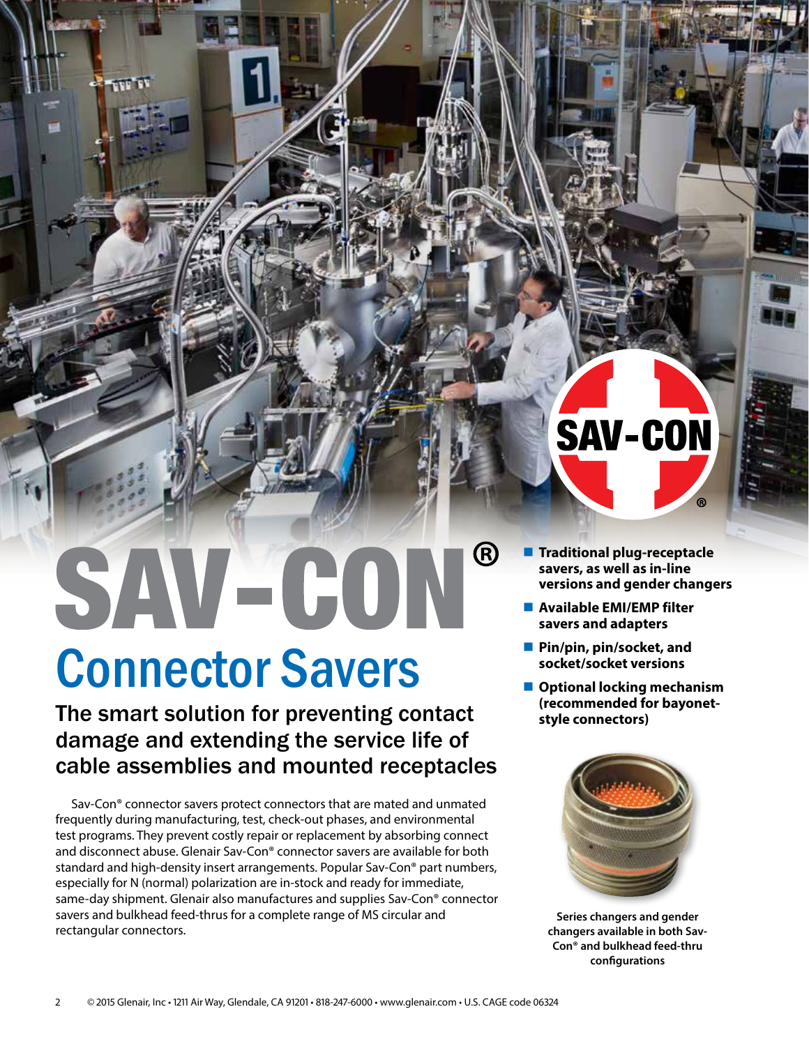# SAV-CON®

## Connector Savers

### The smart solution for preventing contact damage and extending the service life of cable assemblies and mounted receptacles

Sav-Con® connector savers protect connectors that are mated and unmated frequently during manufacturing, test, check-out phases, and environmental test programs. They prevent costly repair or replacement by absorbing connect and disconnect abuse. Glenair Sav-Con® connector savers are available for both standard and high-density insert arrangements. Popular Sav-Con® part numbers, especially for N (normal) polarization are in-stock and ready for immediate, same-day shipment. Glenair also manufactures and supplies Sav-Con® connector savers and bulkhead feed-thrus for a complete range of MS circular and rectangular connectors.

- **Traditional plug-receptacle savers, as well as in-line versions and gender changers**
- **Available EMI/EMP filter savers and adapters**
- **Pin/pin, pin/socket, and socket/socket versions**
- **Optional locking mechanism (recommended for bayonet-style connectors)**

**Series changers and gender changers available in both Sav-Con® and bulkhead feed-thru configurations**

© 2015 Glenair, Inc • 1211 Air Way, Glendale, CA 91201 • 818-247-6000 • www.glenair.com • U.S. CAGE code 06324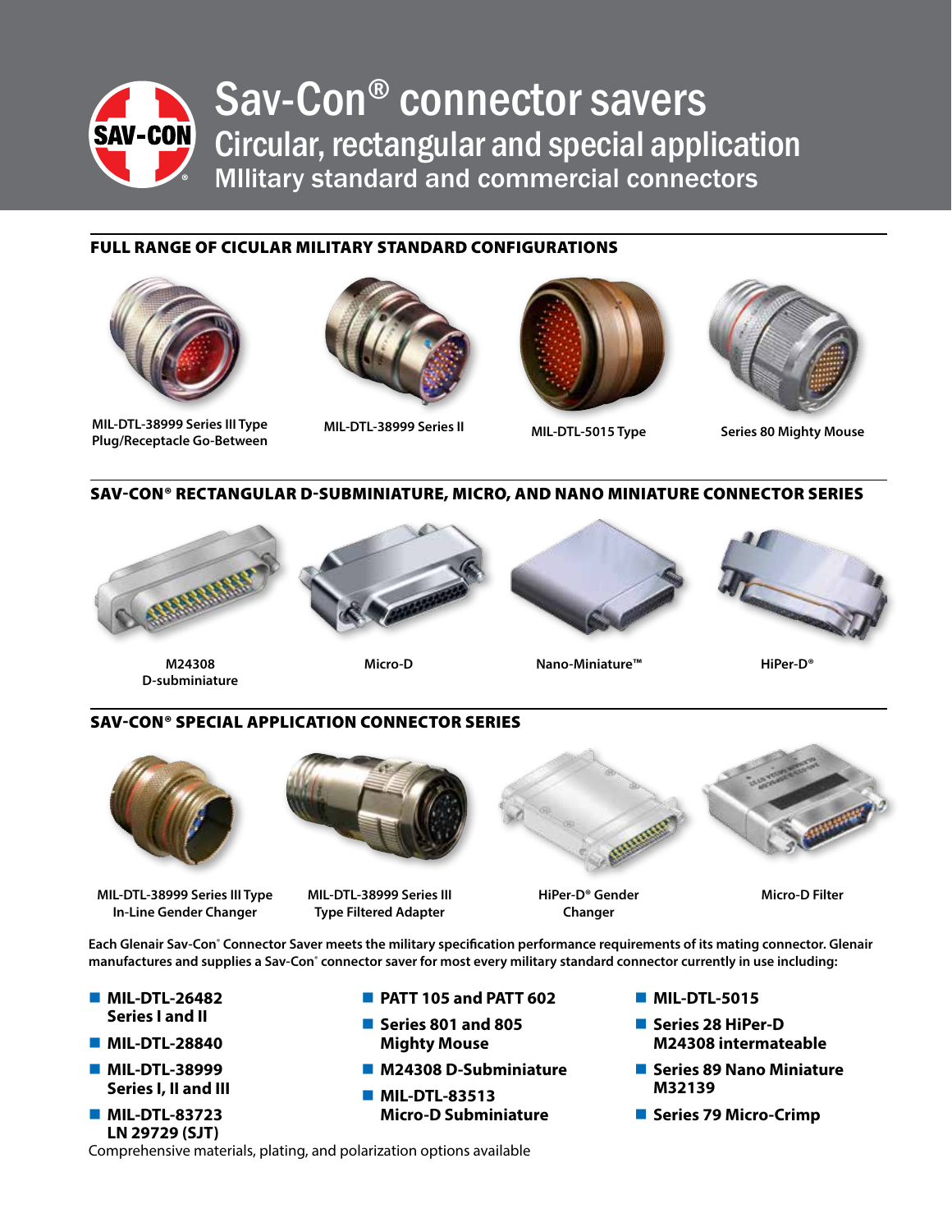# Sav-Con® connector savers

## Circular, rectangular and special application

### MIlitary standard and commercial connectors

## FULL RANGE OF CICULAR MILITARY STANDARD CONFIGURATIONS

MIL-DTL-38999 Series III Type Plug/Receptacle Go-Between

MIL-DTL-38999 Series II

MIL-DTL-5015 Type

Series 80 Mighty Mouse

## SAV-CON® RECTANGULAR D-SUBMINIATURE, MICRO, AND NANO MINIATURE CONNECTOR SERIES

M24308 D-subminiature

Micro-D

Nano-Miniature™

HiPer-D®

## SAV-CON® SPECIAL APPLICATION CONNECTOR SERIES

MIL-DTL-38999 Series III Type In-Line Gender Changer

MIL-DTL-38999 Series III Type Filtered Adapter

HiPer-D® Gender Changer

Micro-D Filter

**Each Glenair Sav-Con® Connector Saver meets the military specification performance requirements of its mating connector. Glenair manufactures and supplies a Sav-Con® connector saver for most every military standard connector currently in use including:**

- **MIL-DTL-26482 Series I and II**
- **MIL-DTL-28840**
- **MIL-DTL-38999 Series I, II and III**
- **MIL-DTL-83723 LN 29729 (SJT)**
- **PATT 105 and PATT 602**
- **Series 801 and 805 Mighty Mouse**
- **M24308 D-Subminiature**
- **MIL-DTL-83513 Micro-D Subminiature**
- **MIL-DTL-5015**
- **Series 28 HiPer-D M24308 intermateable**
- **Series 89 Nano Miniature M32139**
- **Series 79 Micro-Crimp**

Comprehensive materials, plating, and polarization options available